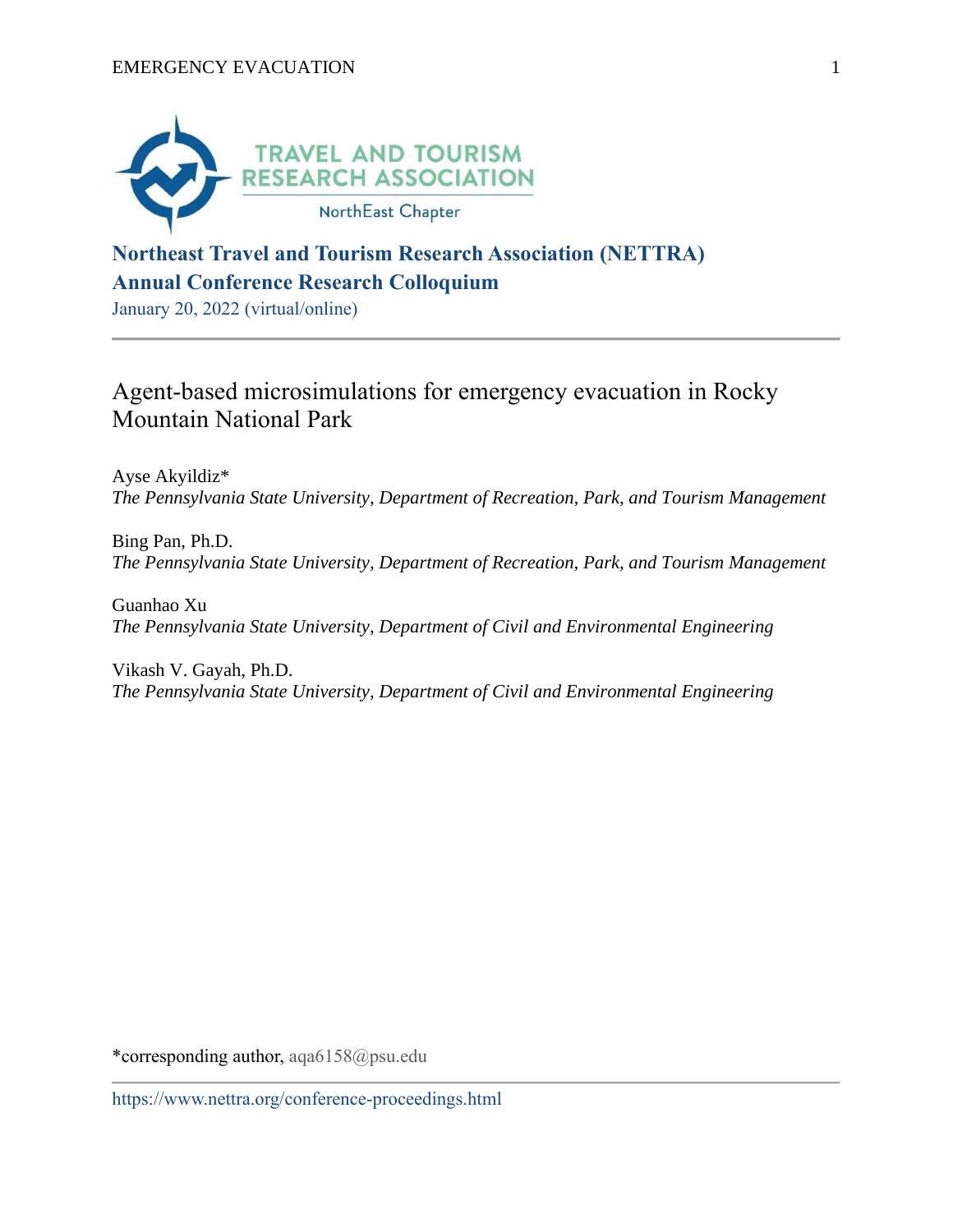TRAVEL AND TOURISM RESEARCH ASSOCIATION

NorthEast Chapter

**Northeast Travel and Tourism Research Association (NETTRA) Annual Conference Research Colloquium**

January 20, 2022 (virtual/online)

---

# Agent-based microsimulations for emergency evacuation in Rocky Mountain National Park

Ayse Akyildiz*
*The Pennsylvania State University, Department of Recreation, Park, and Tourism Management*

Bing Pan, Ph.D.
*The Pennsylvania State University, Department of Recreation, Park, and Tourism Management*

Guanhao Xu
*The Pennsylvania State University, Department of Civil and Environmental Engineering*

Vikash V. Gayah, Ph.D.
*The Pennsylvania State University, Department of Civil and Environmental Engineering*

*corresponding author, aqa6158@psu.edu

---

https://www.nettra.org/conference-proceedings.html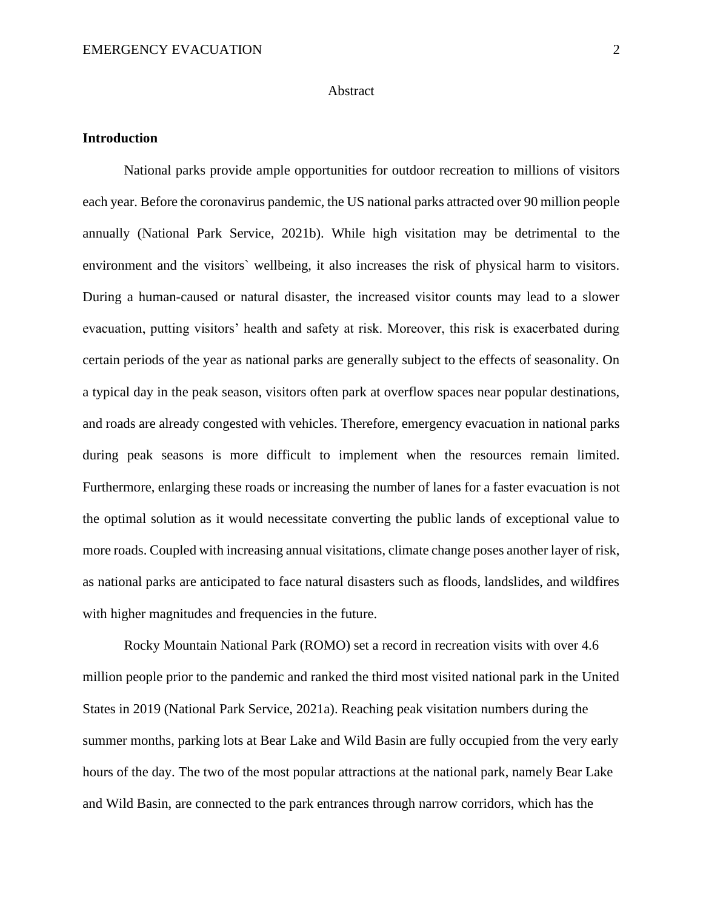# Abstract

## Introduction

National parks provide ample opportunities for outdoor recreation to millions of visitors each year. Before the coronavirus pandemic, the US national parks attracted over 90 million people annually (National Park Service, 2021b). While high visitation may be detrimental to the environment and the visitors` wellbeing, it also increases the risk of physical harm to visitors. During a human-caused or natural disaster, the increased visitor counts may lead to a slower evacuation, putting visitors' health and safety at risk. Moreover, this risk is exacerbated during certain periods of the year as national parks are generally subject to the effects of seasonality. On a typical day in the peak season, visitors often park at overflow spaces near popular destinations, and roads are already congested with vehicles. Therefore, emergency evacuation in national parks during peak seasons is more difficult to implement when the resources remain limited. Furthermore, enlarging these roads or increasing the number of lanes for a faster evacuation is not the optimal solution as it would necessitate converting the public lands of exceptional value to more roads. Coupled with increasing annual visitations, climate change poses another layer of risk, as national parks are anticipated to face natural disasters such as floods, landslides, and wildfires with higher magnitudes and frequencies in the future.

Rocky Mountain National Park (ROMO) set a record in recreation visits with over 4.6 million people prior to the pandemic and ranked the third most visited national park in the United States in 2019 (National Park Service, 2021a). Reaching peak visitation numbers during the summer months, parking lots at Bear Lake and Wild Basin are fully occupied from the very early hours of the day. The two of the most popular attractions at the national park, namely Bear Lake and Wild Basin, are connected to the park entrances through narrow corridors, which has the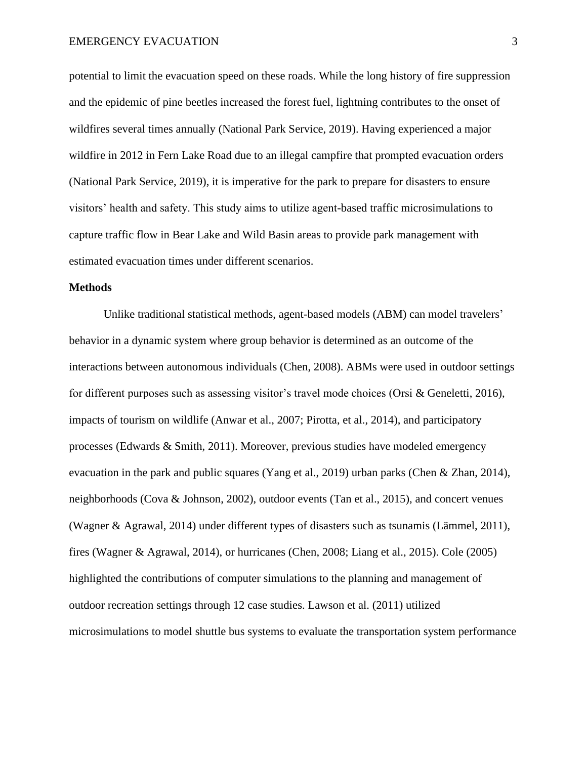potential to limit the evacuation speed on these roads. While the long history of fire suppression and the epidemic of pine beetles increased the forest fuel, lightning contributes to the onset of wildfires several times annually (National Park Service, 2019). Having experienced a major wildfire in 2012 in Fern Lake Road due to an illegal campfire that prompted evacuation orders (National Park Service, 2019), it is imperative for the park to prepare for disasters to ensure visitors' health and safety. This study aims to utilize agent-based traffic microsimulations to capture traffic flow in Bear Lake and Wild Basin areas to provide park management with estimated evacuation times under different scenarios.

**Methods**

Unlike traditional statistical methods, agent-based models (ABM) can model travelers' behavior in a dynamic system where group behavior is determined as an outcome of the interactions between autonomous individuals (Chen, 2008). ABMs were used in outdoor settings for different purposes such as assessing visitor's travel mode choices (Orsi & Geneletti, 2016), impacts of tourism on wildlife (Anwar et al., 2007; Pirotta, et al., 2014), and participatory processes (Edwards & Smith, 2011). Moreover, previous studies have modeled emergency evacuation in the park and public squares (Yang et al., 2019) urban parks (Chen & Zhan, 2014), neighborhoods (Cova & Johnson, 2002), outdoor events (Tan et al., 2015), and concert venues (Wagner & Agrawal, 2014) under different types of disasters such as tsunamis (Lämmel, 2011), fires (Wagner & Agrawal, 2014), or hurricanes (Chen, 2008; Liang et al., 2015). Cole (2005) highlighted the contributions of computer simulations to the planning and management of outdoor recreation settings through 12 case studies. Lawson et al. (2011) utilized microsimulations to model shuttle bus systems to evaluate the transportation system performance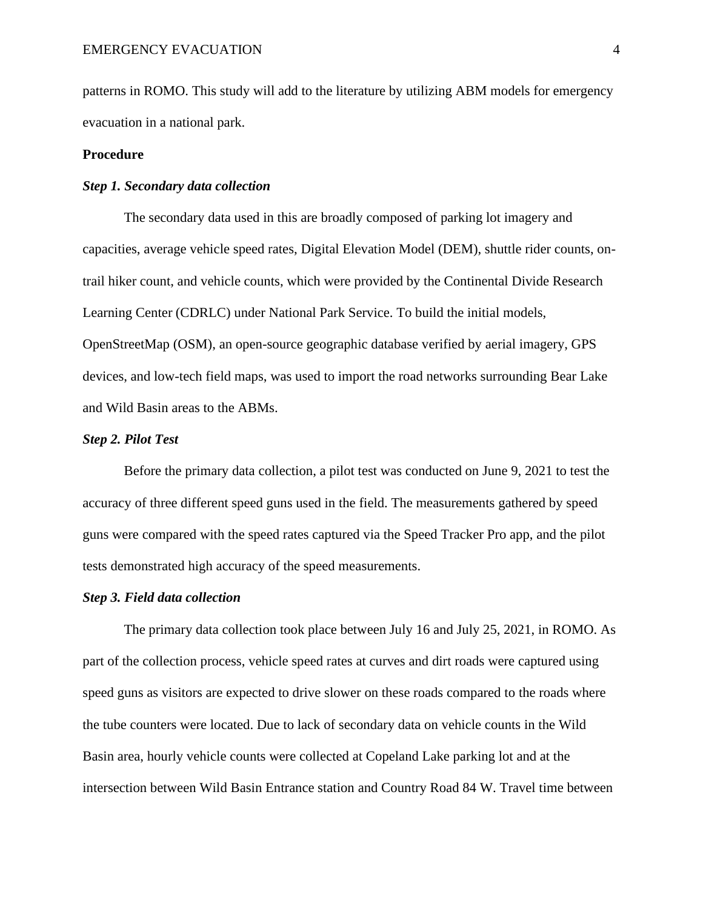patterns in ROMO. This study will add to the literature by utilizing ABM models for emergency evacuation in a national park.

## Procedure

### *Step 1. Secondary data collection*

The secondary data used in this are broadly composed of parking lot imagery and capacities, average vehicle speed rates, Digital Elevation Model (DEM), shuttle rider counts, on-trail hiker count, and vehicle counts, which were provided by the Continental Divide Research Learning Center (CDRLC) under National Park Service. To build the initial models, OpenStreetMap (OSM), an open-source geographic database verified by aerial imagery, GPS devices, and low-tech field maps, was used to import the road networks surrounding Bear Lake and Wild Basin areas to the ABMs.

### *Step 2. Pilot Test*

Before the primary data collection, a pilot test was conducted on June 9, 2021 to test the accuracy of three different speed guns used in the field. The measurements gathered by speed guns were compared with the speed rates captured via the Speed Tracker Pro app, and the pilot tests demonstrated high accuracy of the speed measurements.

### *Step 3. Field data collection*

The primary data collection took place between July 16 and July 25, 2021, in ROMO. As part of the collection process, vehicle speed rates at curves and dirt roads were captured using speed guns as visitors are expected to drive slower on these roads compared to the roads where the tube counters were located. Due to lack of secondary data on vehicle counts in the Wild Basin area, hourly vehicle counts were collected at Copeland Lake parking lot and at the intersection between Wild Basin Entrance station and Country Road 84 W. Travel time between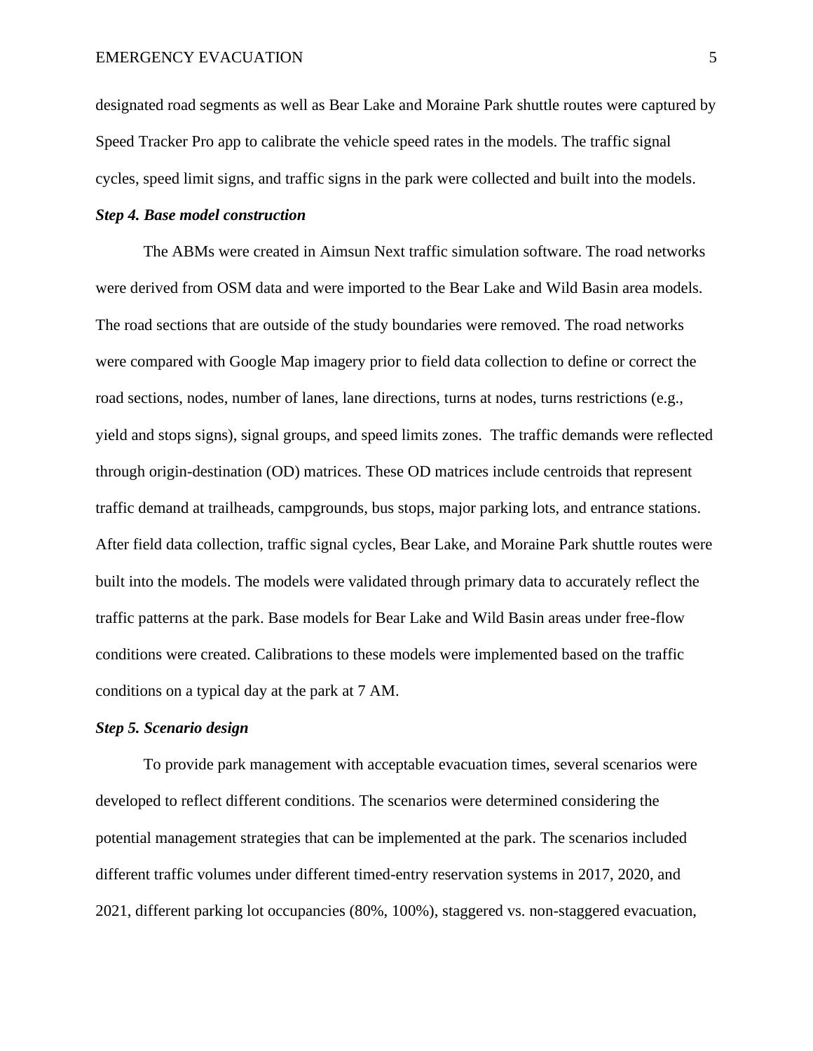designated road segments as well as Bear Lake and Moraine Park shuttle routes were captured by Speed Tracker Pro app to calibrate the vehicle speed rates in the models. The traffic signal cycles, speed limit signs, and traffic signs in the park were collected and built into the models.

***Step 4. Base model construction***

The ABMs were created in Aimsun Next traffic simulation software. The road networks were derived from OSM data and were imported to the Bear Lake and Wild Basin area models. The road sections that are outside of the study boundaries were removed. The road networks were compared with Google Map imagery prior to field data collection to define or correct the road sections, nodes, number of lanes, lane directions, turns at nodes, turns restrictions (e.g., yield and stops signs), signal groups, and speed limits zones.  The traffic demands were reflected through origin-destination (OD) matrices. These OD matrices include centroids that represent traffic demand at trailheads, campgrounds, bus stops, major parking lots, and entrance stations. After field data collection, traffic signal cycles, Bear Lake, and Moraine Park shuttle routes were built into the models. The models were validated through primary data to accurately reflect the traffic patterns at the park. Base models for Bear Lake and Wild Basin areas under free-flow conditions were created. Calibrations to these models were implemented based on the traffic conditions on a typical day at the park at 7 AM.

***Step 5. Scenario design***

To provide park management with acceptable evacuation times, several scenarios were developed to reflect different conditions. The scenarios were determined considering the potential management strategies that can be implemented at the park. The scenarios included different traffic volumes under different timed-entry reservation systems in 2017, 2020, and 2021, different parking lot occupancies (80%, 100%), staggered vs. non-staggered evacuation,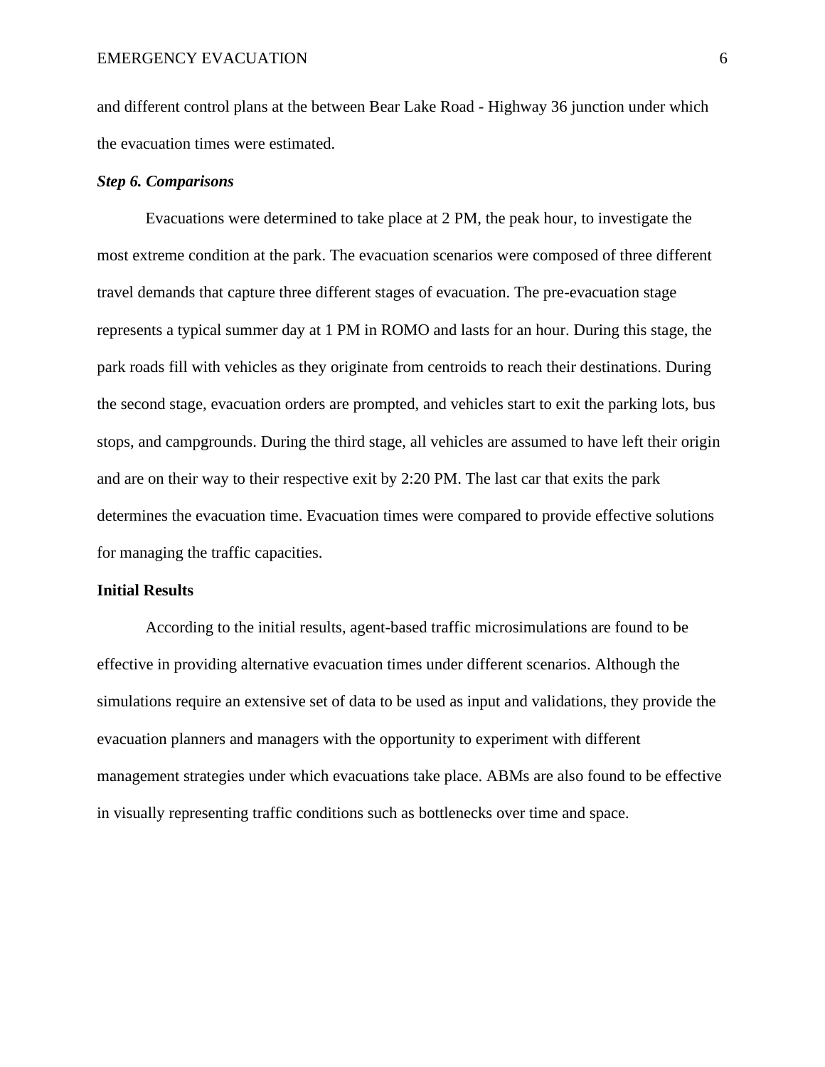and different control plans at the between Bear Lake Road - Highway 36 junction under which the evacuation times were estimated.

***Step 6. Comparisons***

Evacuations were determined to take place at 2 PM, the peak hour, to investigate the most extreme condition at the park. The evacuation scenarios were composed of three different travel demands that capture three different stages of evacuation. The pre-evacuation stage represents a typical summer day at 1 PM in ROMO and lasts for an hour. During this stage, the park roads fill with vehicles as they originate from centroids to reach their destinations. During the second stage, evacuation orders are prompted, and vehicles start to exit the parking lots, bus stops, and campgrounds. During the third stage, all vehicles are assumed to have left their origin and are on their way to their respective exit by 2:20 PM. The last car that exits the park determines the evacuation time. Evacuation times were compared to provide effective solutions for managing the traffic capacities.

## Initial Results

According to the initial results, agent-based traffic microsimulations are found to be effective in providing alternative evacuation times under different scenarios. Although the simulations require an extensive set of data to be used as input and validations, they provide the evacuation planners and managers with the opportunity to experiment with different management strategies under which evacuations take place. ABMs are also found to be effective in visually representing traffic conditions such as bottlenecks over time and space.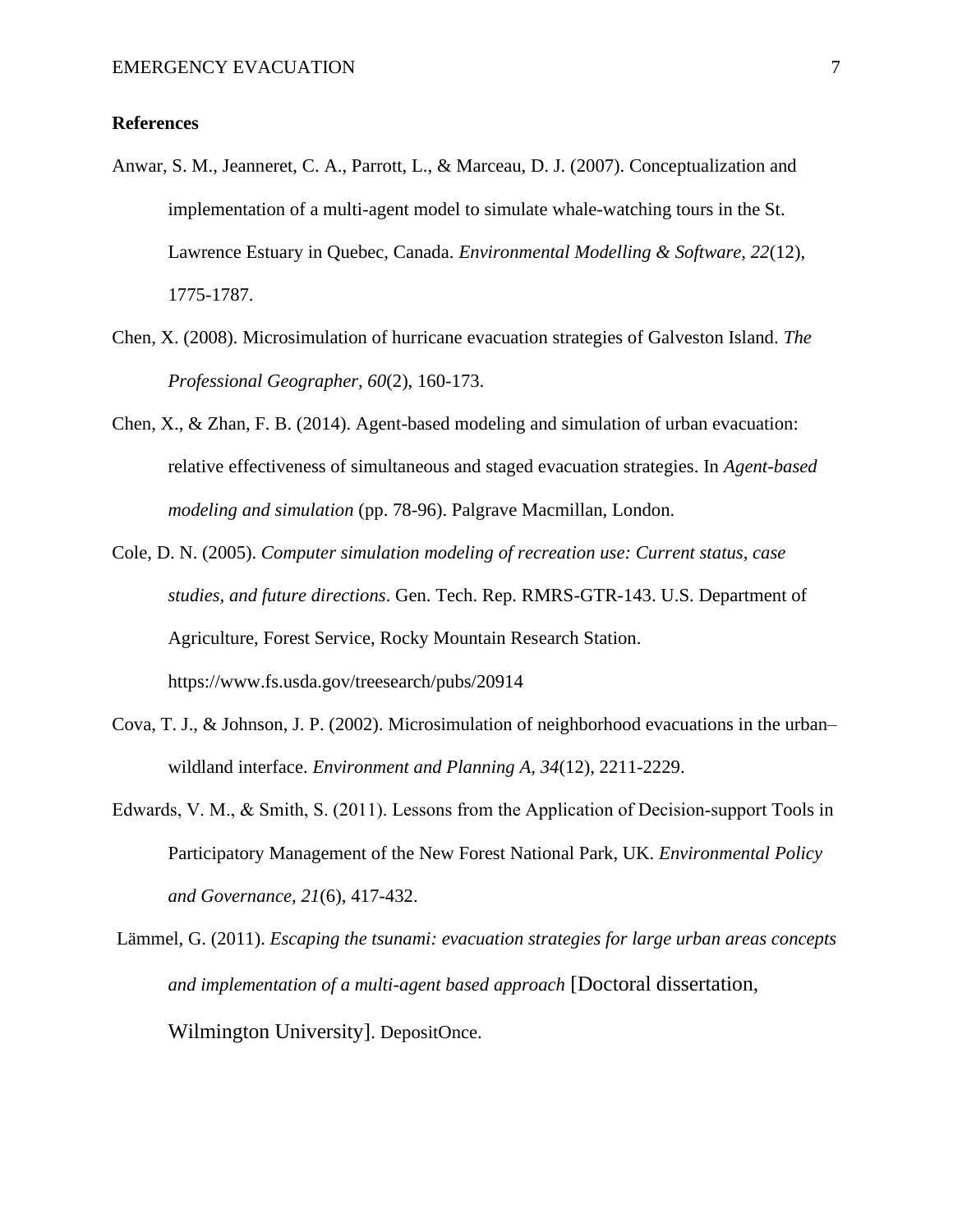**References**

Anwar, S. M., Jeanneret, C. A., Parrott, L., & Marceau, D. J. (2007). Conceptualization and implementation of a multi-agent model to simulate whale-watching tours in the St. Lawrence Estuary in Quebec, Canada. *Environmental Modelling & Software, 22*(12), 1775-1787.

Chen, X. (2008). Microsimulation of hurricane evacuation strategies of Galveston Island. *The Professional Geographer, 60*(2), 160-173.

Chen, X., & Zhan, F. B. (2014). Agent-based modeling and simulation of urban evacuation: relative effectiveness of simultaneous and staged evacuation strategies. In *Agent-based modeling and simulation* (pp. 78-96). Palgrave Macmillan, London.

Cole, D. N. (2005). *Computer simulation modeling of recreation use: Current status, case studies, and future directions*. Gen. Tech. Rep. RMRS-GTR-143. U.S. Department of Agriculture, Forest Service, Rocky Mountain Research Station. https://www.fs.usda.gov/treesearch/pubs/20914

Cova, T. J., & Johnson, J. P. (2002). Microsimulation of neighborhood evacuations in the urban–wildland interface. *Environment and Planning A, 34*(12), 2211-2229.

Edwards, V. M., & Smith, S. (2011). Lessons from the Application of Decision-support Tools in Participatory Management of the New Forest National Park, UK. *Environmental Policy and Governance, 21*(6), 417-432.

Lämmel, G. (2011). *Escaping the tsunami: evacuation strategies for large urban areas concepts and implementation of a multi-agent based approach* [Doctoral dissertation, Wilmington University]. DepositOnce.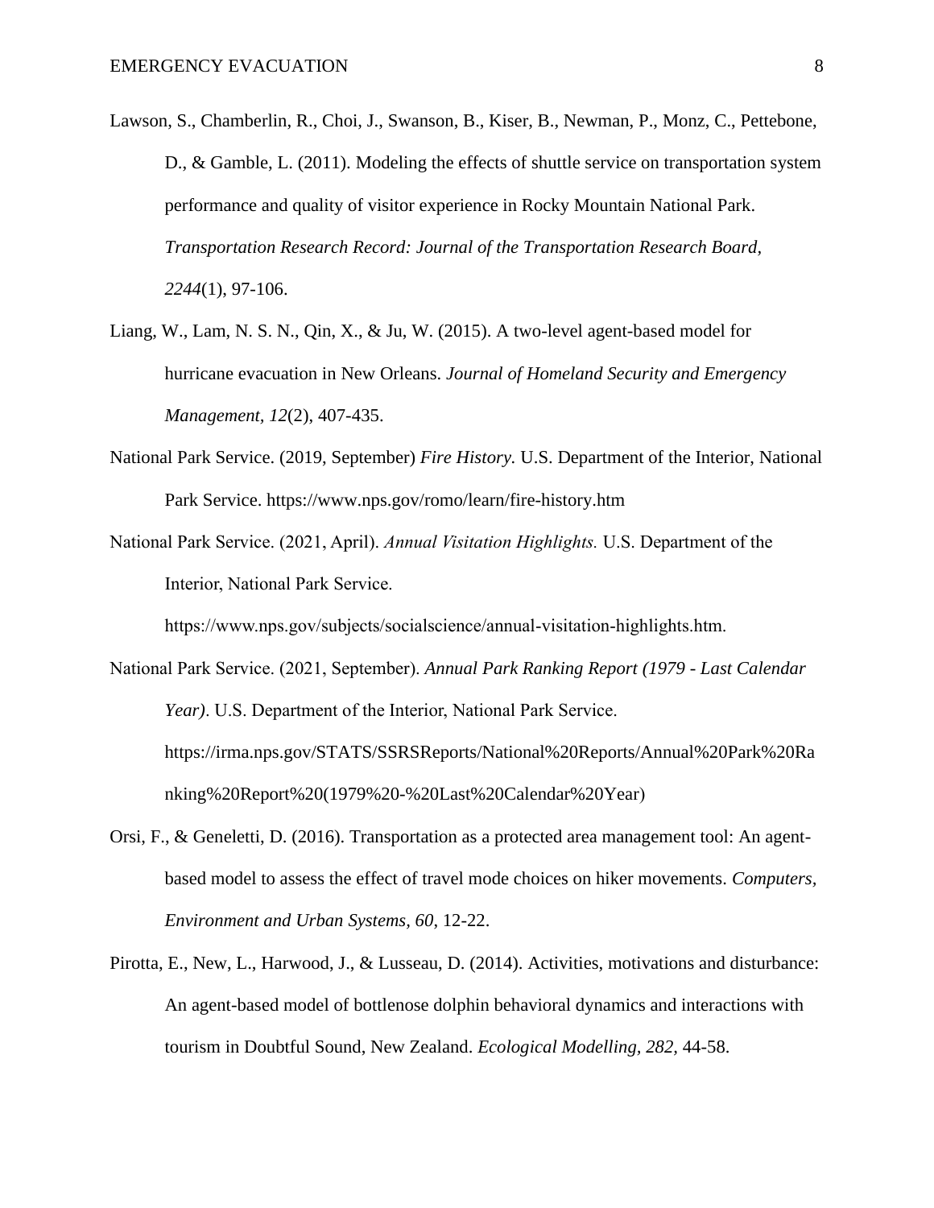Lawson, S., Chamberlin, R., Choi, J., Swanson, B., Kiser, B., Newman, P., Monz, C., Pettebone, D., & Gamble, L. (2011). Modeling the effects of shuttle service on transportation system performance and quality of visitor experience in Rocky Mountain National Park. *Transportation Research Record: Journal of the Transportation Research Board, 2244*(1), 97-106.

Liang, W., Lam, N. S. N., Qin, X., & Ju, W. (2015). A two-level agent-based model for hurricane evacuation in New Orleans. *Journal of Homeland Security and Emergency Management, 12*(2), 407-435.

National Park Service. (2019, September) *Fire History.* U.S. Department of the Interior, National Park Service. https://www.nps.gov/romo/learn/fire-history.htm

National Park Service. (2021, April). *Annual Visitation Highlights.* U.S. Department of the Interior, National Park Service. https://www.nps.gov/subjects/socialscience/annual-visitation-highlights.htm.

National Park Service. (2021, September). *Annual Park Ranking Report (1979 - Last Calendar Year)*. U.S. Department of the Interior, National Park Service. https://irma.nps.gov/STATS/SSRSReports/National%20Reports/Annual%20Park%20Ranking%20Report%20(1979%20-%20Last%20Calendar%20Year)

Orsi, F., & Geneletti, D. (2016). Transportation as a protected area management tool: An agent-based model to assess the effect of travel mode choices on hiker movements. *Computers, Environment and Urban Systems, 60*, 12-22.

Pirotta, E., New, L., Harwood, J., & Lusseau, D. (2014). Activities, motivations and disturbance: An agent-based model of bottlenose dolphin behavioral dynamics and interactions with tourism in Doubtful Sound, New Zealand. *Ecological Modelling, 282*, 44-58.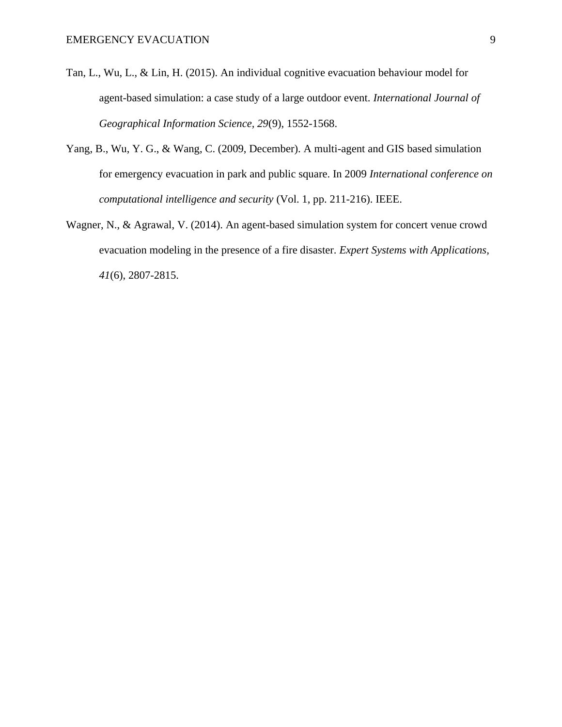Tan, L., Wu, L., & Lin, H. (2015). An individual cognitive evacuation behaviour model for agent-based simulation: a case study of a large outdoor event. *International Journal of Geographical Information Science*, *29*(9), 1552-1568.

Yang, B., Wu, Y. G., & Wang, C. (2009, December). A multi-agent and GIS based simulation for emergency evacuation in park and public square. In 2009 *International conference on computational intelligence and security* (Vol. 1, pp. 211-216). IEEE.

Wagner, N., & Agrawal, V. (2014). An agent-based simulation system for concert venue crowd evacuation modeling in the presence of a fire disaster. *Expert Systems with Applications*, *41*(6), 2807-2815.